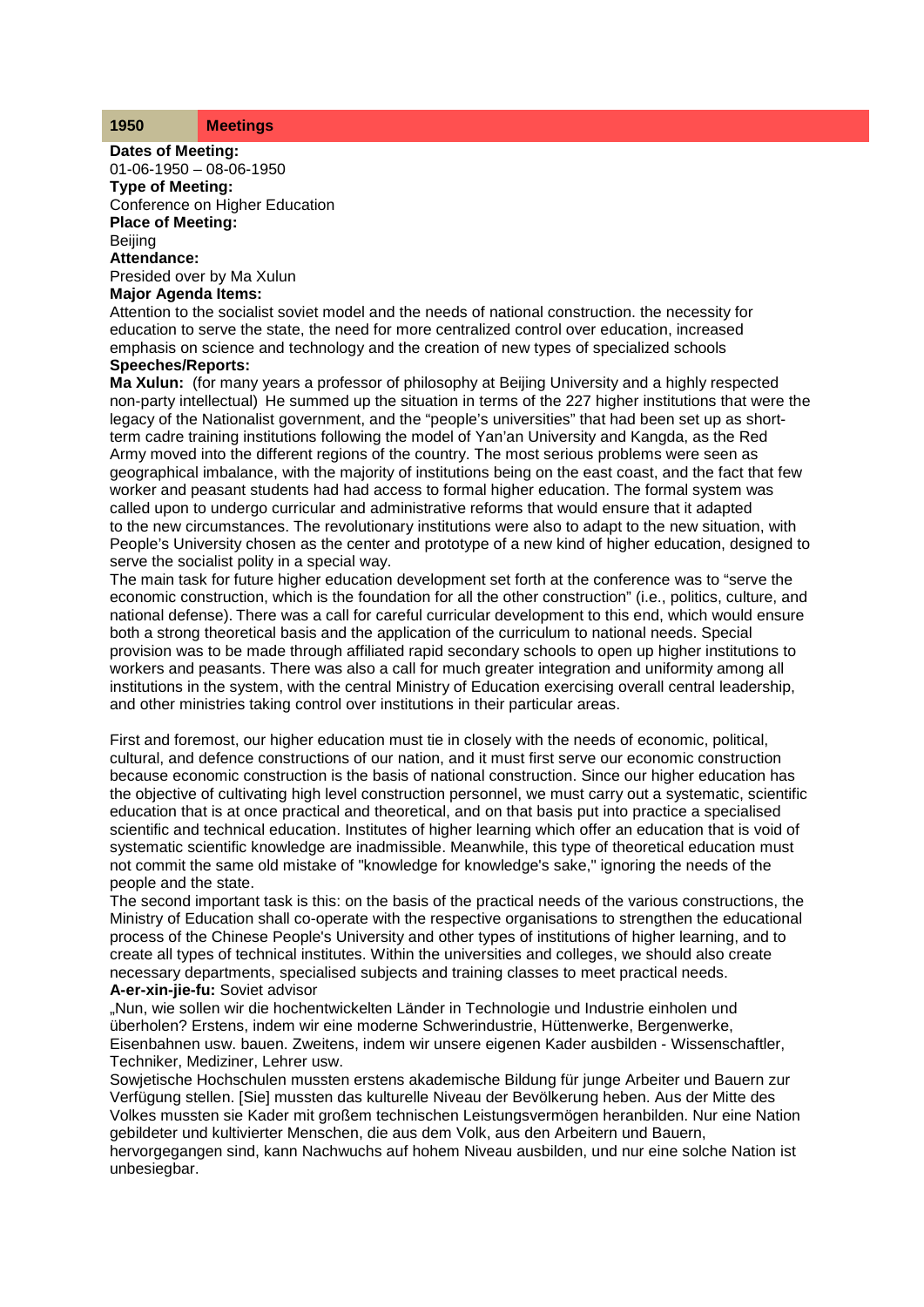| 1950 | Meetings |
|---|---|

**Dates of Meeting:**
01-06-1950 – 08-06-1950
**Type of Meeting:**
Conference on Higher Education
**Place of Meeting:**
Beijing
**Attendance:**
Presided over by Ma Xulun
**Major Agenda Items:**
Attention to the socialist soviet model and the needs of national construction. the necessity for education to serve the state, the need for more centralized control over education, increased emphasis on science and technology and the creation of new types of specialized schools
**Speeches/Reports:**
**Ma Xulun:** (for many years a professor of philosophy at Beijing University and a highly respected non-party intellectual) He summed up the situation in terms of the 227 higher institutions that were the legacy of the Nationalist government, and the "people's universities" that had been set up as short-term cadre training institutions following the model of Yan'an University and Kangda, as the Red Army moved into the different regions of the country. The most serious problems were seen as geographical imbalance, with the majority of institutions being on the east coast, and the fact that few worker and peasant students had had access to formal higher education. The formal system was called upon to undergo curricular and administrative reforms that would ensure that it adapted to the new circumstances. The revolutionary institutions were also to adapt to the new situation, with People's University chosen as the center and prototype of a new kind of higher education, designed to serve the socialist polity in a special way.
The main task for future higher education development set forth at the conference was to "serve the economic construction, which is the foundation for all the other construction" (i.e., politics, culture, and national defense). There was a call for careful curricular development to this end, which would ensure both a strong theoretical basis and the application of the curriculum to national needs. Special provision was to be made through affiliated rapid secondary schools to open up higher institutions to workers and peasants. There was also a call for much greater integration and uniformity among all institutions in the system, with the central Ministry of Education exercising overall central leadership, and other ministries taking control over institutions in their particular areas.

First and foremost, our higher education must tie in closely with the needs of economic, political, cultural, and defence constructions of our nation, and it must first serve our economic construction because economic construction is the basis of national construction. Since our higher education has the objective of cultivating high level construction personnel, we must carry out a systematic, scientific education that is at once practical and theoretical, and on that basis put into practice a specialised scientific and technical education. Institutes of higher learning which offer an education that is void of systematic scientific knowledge are inadmissible. Meanwhile, this type of theoretical education must not commit the same old mistake of "knowledge for knowledge's sake," ignoring the needs of the people and the state.
The second important task is this: on the basis of the practical needs of the various constructions, the Ministry of Education shall co-operate with the respective organisations to strengthen the educational process of the Chinese People's University and other types of institutions of higher learning, and to create all types of technical institutes. Within the universities and colleges, we should also create necessary departments, specialised subjects and training classes to meet practical needs.
**A-er-xin-jie-fu:** Soviet advisor
„Nun, wie sollen wir die hochentwickelten Länder in Technologie und Industrie einholen und überholen? Erstens, indem wir eine moderne Schwerindustrie, Hüttenwerke, Bergenwerke, Eisenbahnen usw. bauen. Zweitens, indem wir unsere eigenen Kader ausbilden - Wissenschaftler, Techniker, Mediziner, Lehrer usw.
Sowjetische Hochschulen mussten erstens akademische Bildung für junge Arbeiter und Bauern zur Verfügung stellen. [Sie] mussten das kulturelle Niveau der Bevölkerung heben. Aus der Mitte des Volkes mussten sie Kader mit großem technischen Leistungsvermögen heranbilden. Nur eine Nation gebildeter und kultivierter Menschen, die aus dem Volk, aus den Arbeitern und Bauern, hervorgegangen sind, kann Nachwuchs auf hohem Niveau ausbilden, und nur eine solche Nation ist unbesiegbar.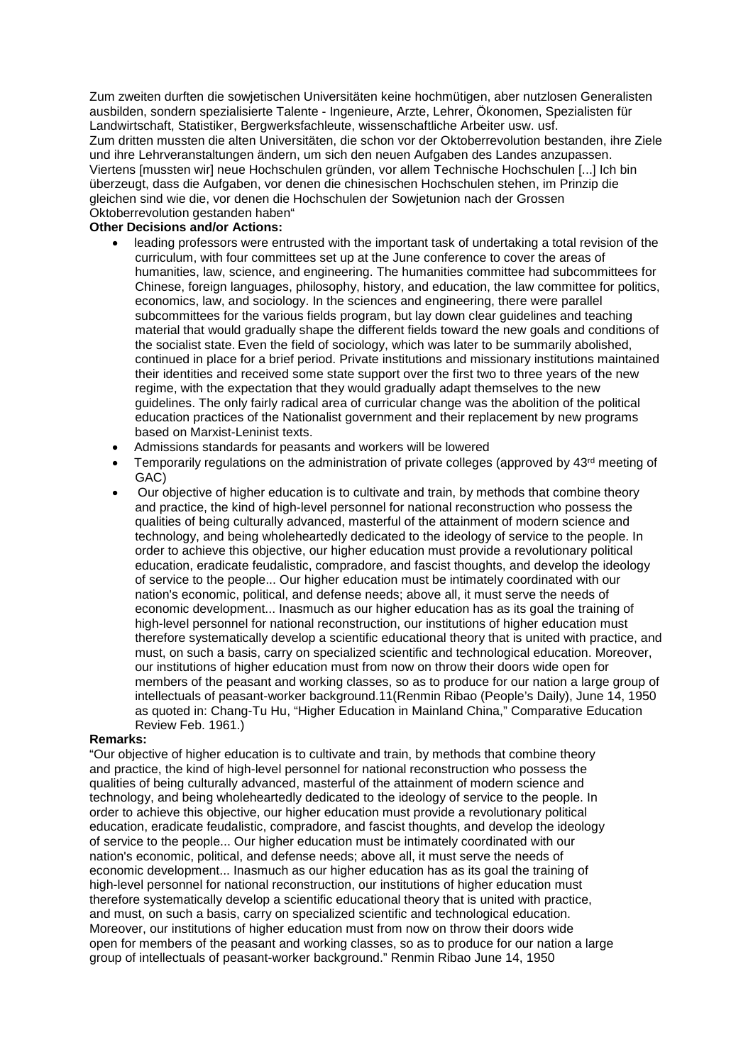Zum zweiten durften die sowjetischen Universitäten keine hochmütigen, aber nutzlosen Generalisten ausbilden, sondern spezialisierte Talente - Ingenieure, Arzte, Lehrer, Ökonomen, Spezialisten für Landwirtschaft, Statistiker, Bergwerksfachleute, wissenschaftliche Arbeiter usw. usf.
Zum dritten mussten die alten Universitäten, die schon vor der Oktoberrevolution bestanden, ihre Ziele und ihre Lehrveranstaltungen ändern, um sich den neuen Aufgaben des Landes anzupassen.
Viertens [mussten wir] neue Hochschulen gründen, vor allem Technische Hochschulen [...] Ich bin überzeugt, dass die Aufgaben, vor denen die chinesischen Hochschulen stehen, im Prinzip die gleichen sind wie die, vor denen die Hochschulen der Sowjetunion nach der Grossen Oktoberrevolution gestanden haben"

**Other Decisions and/or Actions:**

- leading professors were entrusted with the important task of undertaking a total revision of the curriculum, with four committees set up at the June conference to cover the areas of humanities, law, science, and engineering. The humanities committee had subcommittees for Chinese, foreign languages, philosophy, history, and education, the law committee for politics, economics, law, and sociology. In the sciences and engineering, there were parallel subcommittees for the various fields program, but lay down clear guidelines and teaching material that would gradually shape the different fields toward the new goals and conditions of the socialist state. Even the field of sociology, which was later to be summarily abolished, continued in place for a brief period. Private institutions and missionary institutions maintained their identities and received some state support over the first two to three years of the new regime, with the expectation that they would gradually adapt themselves to the new guidelines. The only fairly radical area of curricular change was the abolition of the political education practices of the Nationalist government and their replacement by new programs based on Marxist-Leninist texts.
- Admissions standards for peasants and workers will be lowered
- Temporarily regulations on the administration of private colleges (approved by 43rd meeting of GAC)
- Our objective of higher education is to cultivate and train, by methods that combine theory and practice, the kind of high-level personnel for national reconstruction who possess the qualities of being culturally advanced, masterful of the attainment of modern science and technology, and being wholeheartedly dedicated to the ideology of service to the people. In order to achieve this objective, our higher education must provide a revolutionary political education, eradicate feudalistic, compradore, and fascist thoughts, and develop the ideology of service to the people... Our higher education must be intimately coordinated with our nation's economic, political, and defense needs; above all, it must serve the needs of economic development... Inasmuch as our higher education has as its goal the training of high-level personnel for national reconstruction, our institutions of higher education must therefore systematically develop a scientific educational theory that is united with practice, and must, on such a basis, carry on specialized scientific and technological education. Moreover, our institutions of higher education must from now on throw their doors wide open for members of the peasant and working classes, so as to produce for our nation a large group of intellectuals of peasant-worker background.11(Renmin Ribao (People's Daily), June 14, 1950 as quoted in: Chang-Tu Hu, "Higher Education in Mainland China," Comparative Education Review Feb. 1961.)

**Remarks:**

"Our objective of higher education is to cultivate and train, by methods that combine theory and practice, the kind of high-level personnel for national reconstruction who possess the qualities of being culturally advanced, masterful of the attainment of modern science and technology, and being wholeheartedly dedicated to the ideology of service to the people. In order to achieve this objective, our higher education must provide a revolutionary political education, eradicate feudalistic, compradore, and fascist thoughts, and develop the ideology of service to the people... Our higher education must be intimately coordinated with our nation's economic, political, and defense needs; above all, it must serve the needs of economic development... Inasmuch as our higher education has as its goal the training of high-level personnel for national reconstruction, our institutions of higher education must therefore systematically develop a scientific educational theory that is united with practice, and must, on such a basis, carry on specialized scientific and technological education. Moreover, our institutions of higher education must from now on throw their doors wide open for members of the peasant and working classes, so as to produce for our nation a large group of intellectuals of peasant-worker background." Renmin Ribao June 14, 1950